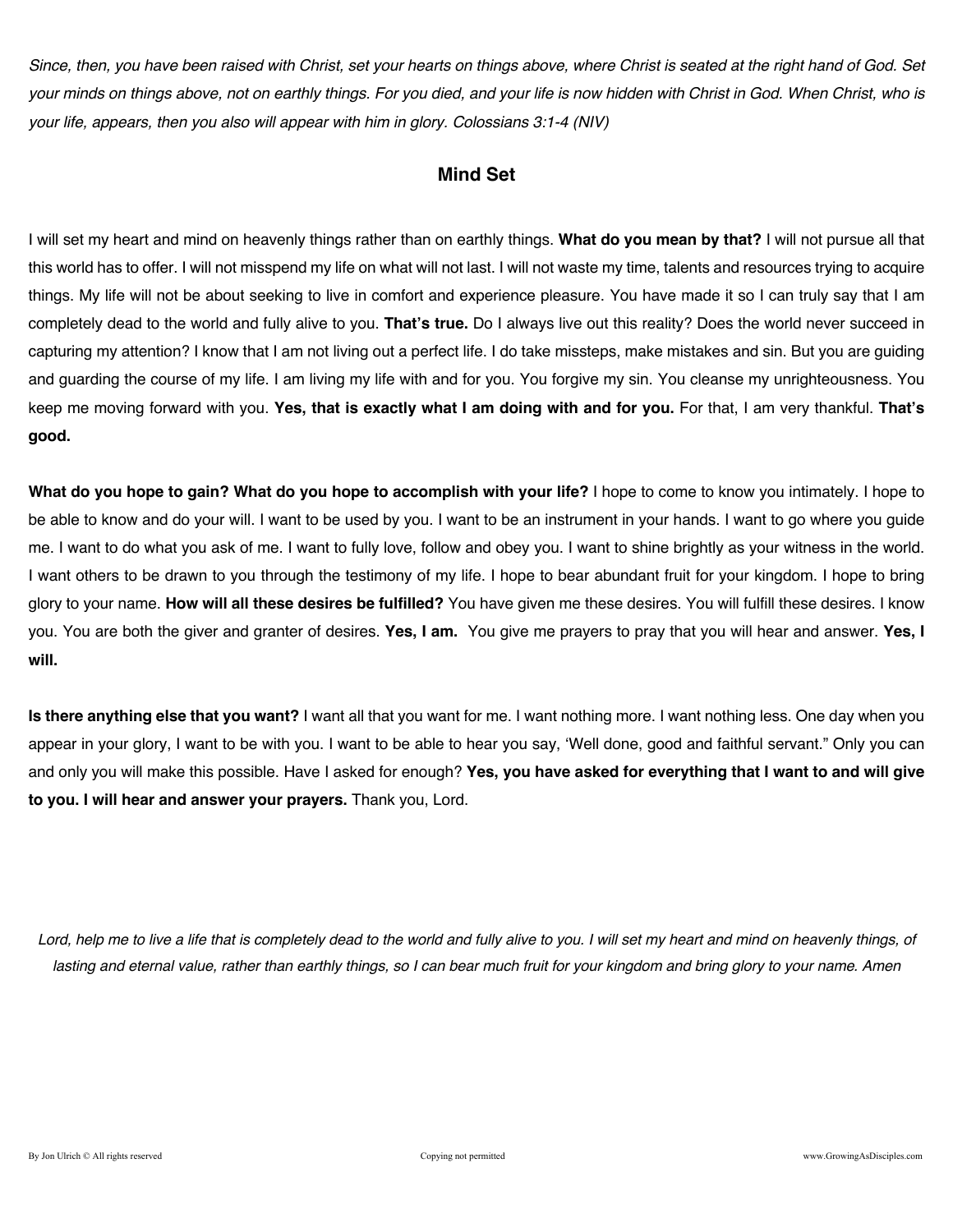*Since, then, you have been raised with Christ, set your hearts on things above, where Christ is seated at the right hand of God. Set your minds on things above, not on earthly things. For you died, and your life is now hidden with Christ in God. When Christ, who is your life, appears, then you also will appear with him in glory. Colossians 3:1-4 (NIV)*

## Mind Set

I will set my heart and mind on heavenly things rather than on earthly things. **What do you mean by that?** I will not pursue all that this world has to offer. I will not misspend my life on what will not last. I will not waste my time, talents and resources trying to acquire things. My life will not be about seeking to live in comfort and experience pleasure. You have made it so I can truly say that I am completely dead to the world and fully alive to you. **That's true.** Do I always live out this reality? Does the world never succeed in capturing my attention? I know that I am not living out a perfect life. I do take missteps, make mistakes and sin. But you are guiding and guarding the course of my life. I am living my life with and for you. You forgive my sin. You cleanse my unrighteousness. You keep me moving forward with you. **Yes, that is exactly what I am doing with and for you.** For that, I am very thankful. **That's good.**

**What do you hope to gain? What do you hope to accomplish with your life?** I hope to come to know you intimately. I hope to be able to know and do your will. I want to be used by you. I want to be an instrument in your hands. I want to go where you guide me. I want to do what you ask of me. I want to fully love, follow and obey you. I want to shine brightly as your witness in the world. I want others to be drawn to you through the testimony of my life. I hope to bear abundant fruit for your kingdom. I hope to bring glory to your name. **How will all these desires be fulfilled?** You have given me these desires. You will fulfill these desires. I know you. You are both the giver and granter of desires. **Yes, I am.** You give me prayers to pray that you will hear and answer. **Yes, I will.**

**Is there anything else that you want?** I want all that you want for me. I want nothing more. I want nothing less. One day when you appear in your glory, I want to be with you. I want to be able to hear you say, 'Well done, good and faithful servant." Only you can and only you will make this possible. Have I asked for enough? **Yes, you have asked for everything that I want to and will give to you. I will hear and answer your prayers.** Thank you, Lord.

*Lord, help me to live a life that is completely dead to the world and fully alive to you. I will set my heart and mind on heavenly things, of lasting and eternal value, rather than earthly things, so I can bear much fruit for your kingdom and bring glory to your name. Amen*

By Jon Ulrich © All rights reserved Copying not permitted www.GrowingAsDisciples.com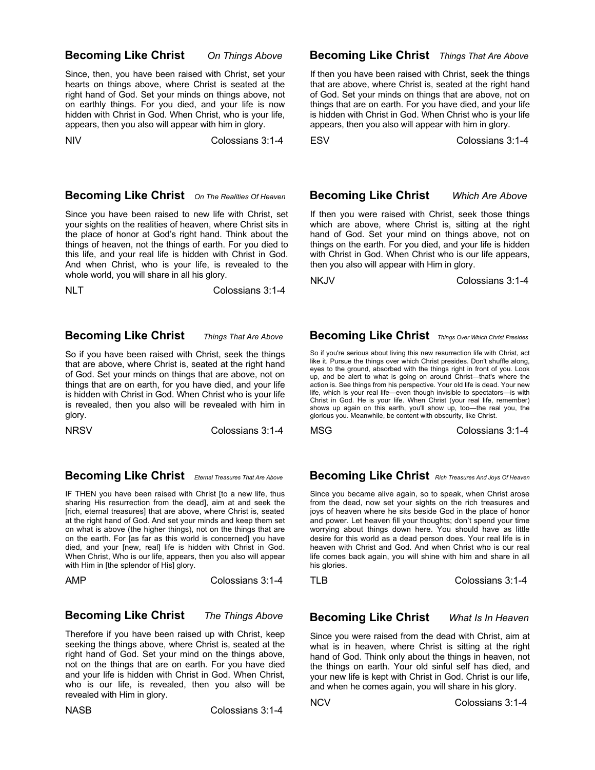## **Becoming Like Christ** *On Things Above*

Since, then, you have been raised with Christ, set your hearts on things above, where Christ is seated at the right hand of God. Set your minds on things above, not on earthly things. For you died, and your life is now hidden with Christ in God. When Christ, who is your life, appears, then you also will appear with him in glory.

NIV Colossians 3:1-4

## **Becoming Like Christ** *Things That Are Above*

If then you have been raised with Christ, seek the things that are above, where Christ is, seated at the right hand of God. Set your minds on things that are above, not on things that are on earth. For you have died, and your life is hidden with Christ in God. When Christ who is your life appears, then you also will appear with him in glory.

ESV Colossians 3:1-4

## **Becoming Like Christ** *On The Realities Of Heaven*

Since you have been raised to new life with Christ, set your sights on the realities of heaven, where Christ sits in the place of honor at God's right hand. Think about the things of heaven, not the things of earth. For you died to this life, and your real life is hidden with Christ in God. And when Christ, who is your life, is revealed to the whole world, you will share in all his glory.

NLT Colossians 3:1-4

## **Becoming Like Christ** *Which Are Above*

If then you were raised with Christ, seek those things which are above, where Christ is, sitting at the right hand of God. Set your mind on things above, not on things on the earth. For you died, and your life is hidden with Christ in God. When Christ who is our life appears, then you also will appear with Him in glory.

NKJV Colossians 3:1-4

## **Becoming Like Christ** *Things That Are Above*

So if you have been raised with Christ, seek the things that are above, where Christ is, seated at the right hand of God. Set your minds on things that are above, not on things that are on earth, for you have died, and your life is hidden with Christ in God. When Christ who is your life is revealed, then you also will be revealed with him in glory.

NRSV Colossians 3:1-4

## **Becoming Like Christ** *Things Over Which Christ Presides*

So if you're serious about living this new resurrection life with Christ, act like it. Pursue the things over which Christ presides. Don't shuffle along, eyes to the ground, absorbed with the things right in front of you. Look up, and be alert to what is going on around Christ—that's where the action is. See things from his perspective. Your old life is dead. Your new life, which is your real life—even though invisible to spectators—is with Christ in God. He is your life. When Christ (your real life, remember) shows up again on this earth, you'll show up, too—the real you, the glorious you. Meanwhile, be content with obscurity, like Christ.

MSG Colossians 3:1-4

## **Becoming Like Christ** *Eternal Treasures That Are Above*

IF THEN you have been raised with Christ [to a new life, thus sharing His resurrection from the dead], aim at and seek the [rich, eternal treasures] that are above, where Christ is, seated at the right hand of God. And set your minds and keep them set on what is above (the higher things), not on the things that are on the earth. For [as far as this world is concerned] you have died, and your [new, real] life is hidden with Christ in God. When Christ, Who is our life, appears, then you also will appear with Him in [the splendor of His] glory.

AMP Colossians 3:1-4

## **Becoming Like Christ** *Rich Treasures And Joys Of Heaven*

Since you became alive again, so to speak, when Christ arose from the dead, now set your sights on the rich treasures and joys of heaven where he sits beside God in the place of honor and power. Let heaven fill your thoughts; don't spend your time worrying about things down here. You should have as little desire for this world as a dead person does. Your real life is in heaven with Christ and God. And when Christ who is our real life comes back again, you will shine with him and share in all his glories.

TLB Colossians 3:1-4

## **Becoming Like Christ** *The Things Above*

Therefore if you have been raised up with Christ, keep seeking the things above, where Christ is, seated at the right hand of God. Set your mind on the things above, not on the things that are on earth. For you have died and your life is hidden with Christ in God. When Christ, who is our life, is revealed, then you also will be revealed with Him in glory.

NASB Colossians 3:1-4

## **Becoming Like Christ** *What Is In Heaven*

Since you were raised from the dead with Christ, aim at what is in heaven, where Christ is sitting at the right hand of God. Think only about the things in heaven, not the things on earth. Your old sinful self has died, and your new life is kept with Christ in God. Christ is our life, and when he comes again, you will share in his glory.

NCV Colossians 3:1-4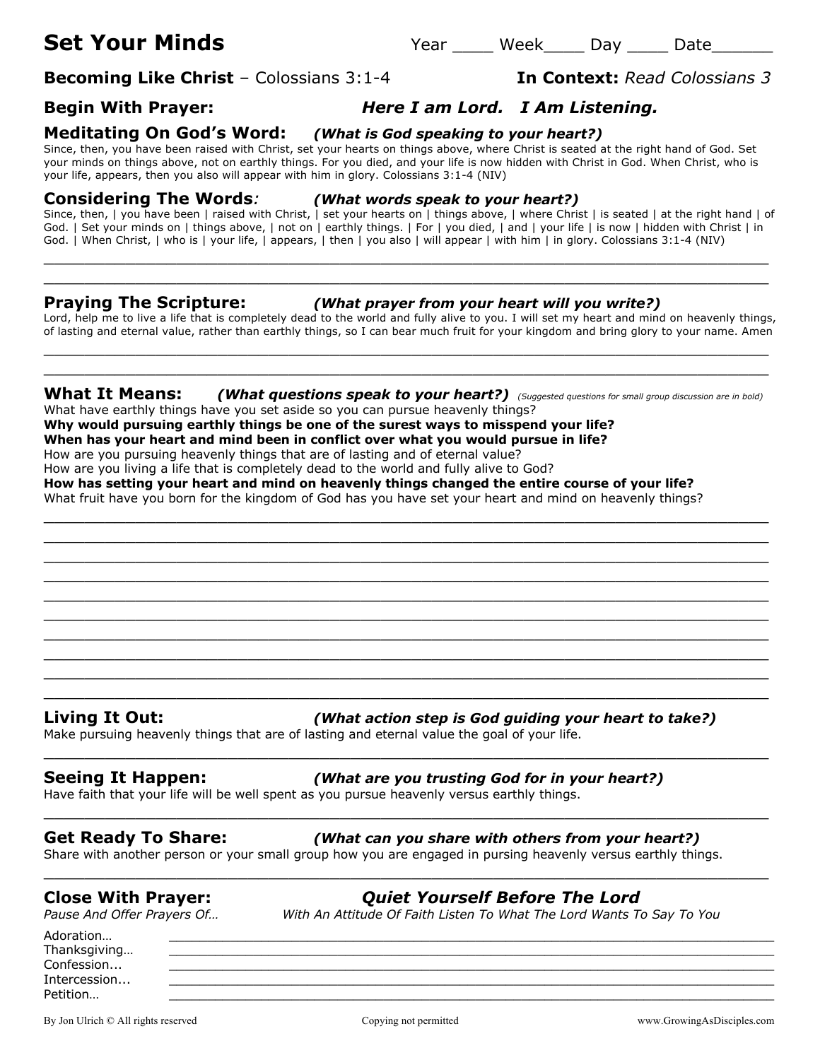# Set Your Minds

Year ____ Week____ Day ____ Date______

**Becoming Like Christ** – Colossians 3:1-4 **In Context:** *Read Colossians 3*

## Begin With Prayer: ***Here I am Lord. I Am Listening.***

## Meditating On God's Word: ***(What is God speaking to your heart?)***

Since, then, you have been raised with Christ, set your hearts on things above, where Christ is seated at the right hand of God. Set your minds on things above, not on earthly things. For you died, and your life is now hidden with Christ in God. When Christ, who is your life, appears, then you also will appear with him in glory. Colossians 3:1-4 (NIV)

## Considering The Words*:* ***(What words speak to your heart?)***

Since, then, | you have been | raised with Christ, | set your hearts on | things above, | where Christ | is seated | at the right hand | of God. | Set your minds on | things above, | not on | earthly things. | For | you died, | and | your life | is now | hidden with Christ | in God. | When Christ, | who is | your life, | appears, | then | you also | will appear | with him | in glory. Colossians 3:1-4 (NIV)

______________________________________________________________________________

______________________________________________________________________________

## Praying The Scripture: ***(What prayer from your heart will you write?)***

Lord, help me to live a life that is completely dead to the world and fully alive to you. I will set my heart and mind on heavenly things, of lasting and eternal value, rather than earthly things, so I can bear much fruit for your kingdom and bring glory to your name. Amen

______________________________________________________________________________

______________________________________________________________________________

## What It Means: ***(What questions speak to your heart?)*** *(Suggested questions for small group discussion are in bold)*

What have earthly things have you set aside so you can pursue heavenly things?
**Why would pursuing earthly things be one of the surest ways to misspend your life?**
**When has your heart and mind been in conflict over what you would pursue in life?**
How are you pursuing heavenly things that are of lasting and of eternal value?
How are you living a life that is completely dead to the world and fully alive to God?
**How has setting your heart and mind on heavenly things changed the entire course of your life?**
What fruit have you born for the kingdom of God has you have set your heart and mind on heavenly things?

______________________________________________________________________________

______________________________________________________________________________

______________________________________________________________________________

______________________________________________________________________________

______________________________________________________________________________

______________________________________________________________________________

______________________________________________________________________________

______________________________________________________________________________

______________________________________________________________________________

______________________________________________________________________________

## Living It Out: ***(What action step is God guiding your heart to take?)***

Make pursuing heavenly things that are of lasting and eternal value the goal of your life.

______________________________________________________________________________

## Seeing It Happen: ***(What are you trusting God for in your heart?)***

Have faith that your life will be well spent as you pursue heavenly versus earthly things.

______________________________________________________________________________

## Get Ready To Share: ***(What can you share with others from your heart?)***

Share with another person or your small group how you are engaged in pursing heavenly versus earthly things.

______________________________________________________________________________

## Close With Prayer: ***Quiet Yourself Before The Lord***

*Pause And Offer Prayers Of…* *With An Attitude Of Faith Listen To What The Lord Wants To Say To You*

Adoration… ________________________________________________________________

Thanksgiving… ______________________________________________________________

Confession... ________________________________________________________________

Intercession... _______________________________________________________________

Petition… __________________________________________________________________

By Jon Ulrich © All rights reserved Copying not permitted www.GrowingAsDisciples.com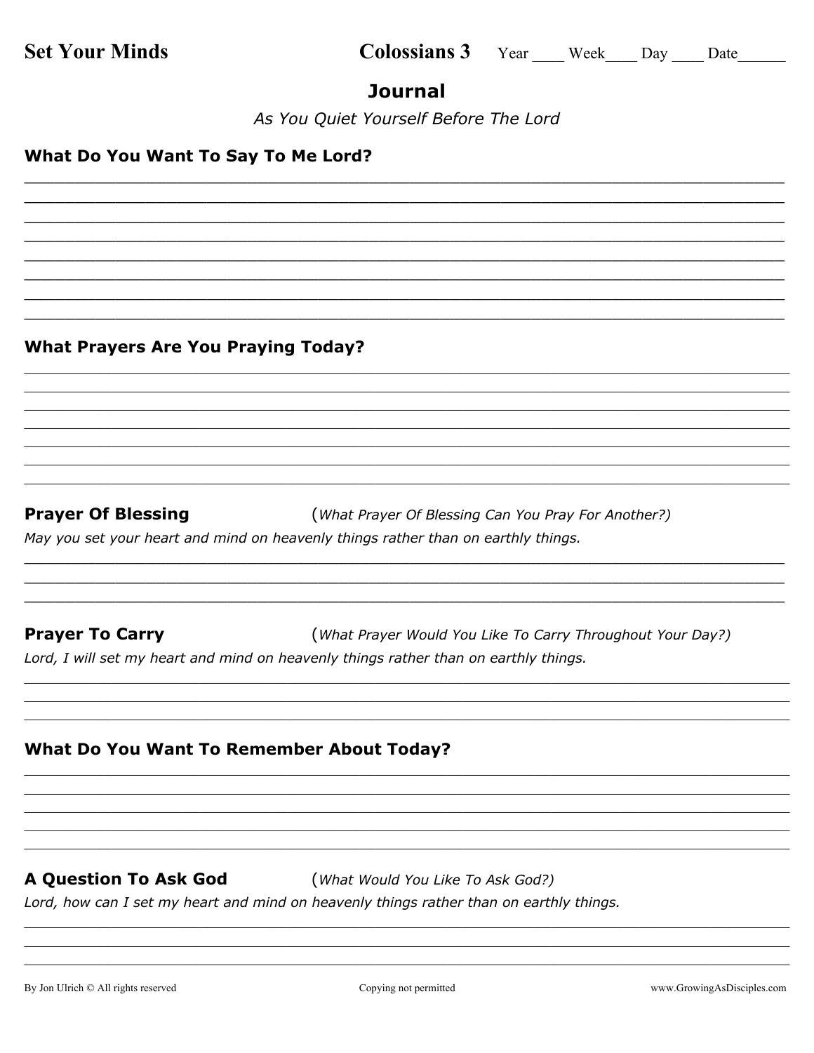**Set Your Minds** **Colossians 3** Year ____ Week____ Day ____ Date______

## Journal

*As You Quiet Yourself Before The Lord*

### What Do You Want To Say To Me Lord?

________________________________________________________________________________
________________________________________________________________________________
________________________________________________________________________________
________________________________________________________________________________
________________________________________________________________________________
________________________________________________________________________________
________________________________________________________________________________
________________________________________________________________________________

### What Prayers Are You Praying Today?

________________________________________________________________________________
________________________________________________________________________________
________________________________________________________________________________
________________________________________________________________________________
________________________________________________________________________________
________________________________________________________________________________
________________________________________________________________________________

### Prayer Of Blessing

(*What Prayer Of Blessing Can You Pray For Another?)*

*May you set your heart and mind on heavenly things rather than on earthly things.*

________________________________________________________________________________
________________________________________________________________________________
________________________________________________________________________________

### Prayer To Carry

(*What Prayer Would You Like To Carry Throughout Your Day?)*

*Lord, I will set my heart and mind on heavenly things rather than on earthly things.*

________________________________________________________________________________
________________________________________________________________________________
________________________________________________________________________________

### What Do You Want To Remember About Today?

________________________________________________________________________________
________________________________________________________________________________
________________________________________________________________________________
________________________________________________________________________________
________________________________________________________________________________

### A Question To Ask God

(*What Would You Like To Ask God?)*

*Lord, how can I set my heart and mind on heavenly things rather than on earthly things.*

________________________________________________________________________________
________________________________________________________________________________
________________________________________________________________________________

By Jon Ulrich © All rights reserved Copying not permitted www.GrowingAsDisciples.com